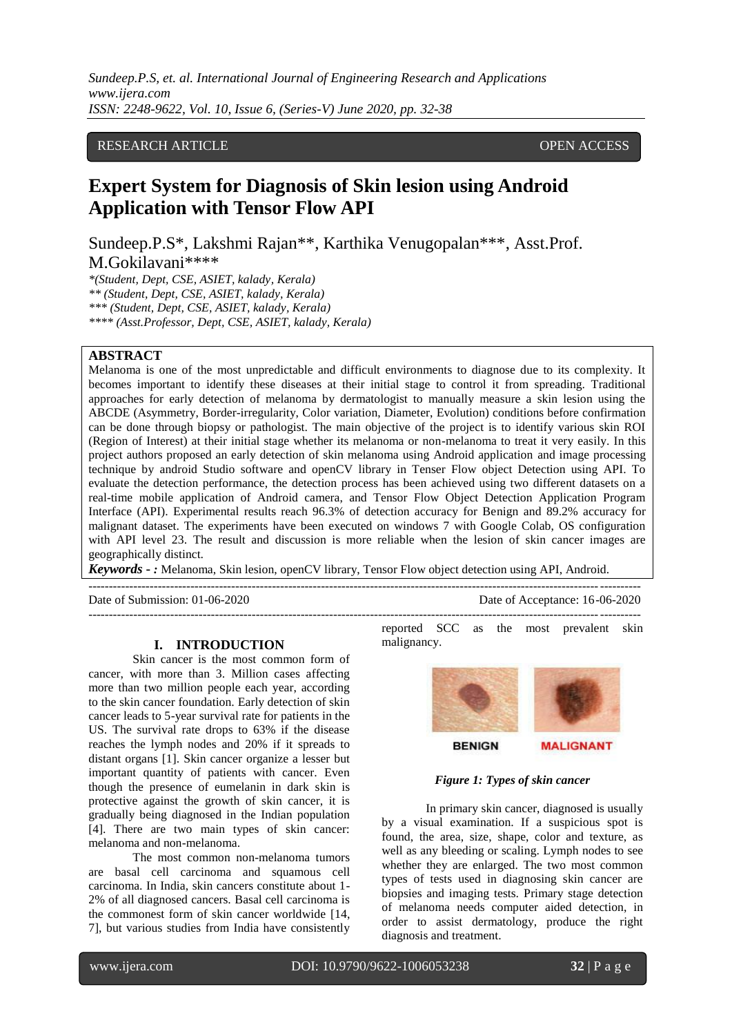RESEARCH ARTICLE OPEN ACCESS

# Expert System for Diagnosis of Skin lesion using Android Application with Tensor Flow API

Sundeep.P.S*, Lakshmi Rajan**, Karthika Venugopalan***, Asst.Prof. M.Gokilavani****

*(Student, Dept, CSE, ASIET, kalady, Kerala)
** (Student, Dept, CSE, ASIET, kalady, Kerala)
*** (Student, Dept, CSE, ASIET, kalady, Kerala)
**** (Asst.Professor, Dept, CSE, ASIET, kalady, Kerala)

## ABSTRACT

Melanoma is one of the most unpredictable and difficult environments to diagnose due to its complexity. It becomes important to identify these diseases at their initial stage to control it from spreading. Traditional approaches for early detection of melanoma by dermatologist to manually measure a skin lesion using the ABCDE (Asymmetry, Border-irregularity, Color variation, Diameter, Evolution) conditions before confirmation can be done through biopsy or pathologist. The main objective of the project is to identify various skin ROI (Region of Interest) at their initial stage whether its melanoma or non-melanoma to treat it very easily. In this project authors proposed an early detection of skin melanoma using Android application and image processing technique by android Studio software and openCV library in Tenser Flow object Detection using API. To evaluate the detection performance, the detection process has been achieved using two different datasets on a real-time mobile application of Android camera, and Tensor Flow Object Detection Application Program Interface (API). Experimental results reach 96.3% of detection accuracy for Benign and 89.2% accuracy for malignant dataset. The experiments have been executed on windows 7 with Google Colab, OS configuration with API level 23. The result and discussion is more reliable when the lesion of skin cancer images are geographically distinct.

***Keywords - :*** Melanoma, Skin lesion, openCV library, Tensor Flow object detection using API, Android.

---

Date of Submission: 01-06-2020 Date of Acceptance: 16-06-2020

---

## I. INTRODUCTION

Skin cancer is the most common form of cancer, with more than 3. Million cases affecting more than two million people each year, according to the skin cancer foundation. Early detection of skin cancer leads to 5-year survival rate for patients in the US. The survival rate drops to 63% if the disease reaches the lymph nodes and 20% if it spreads to distant organs [1]. Skin cancer organize a lesser but important quantity of patients with cancer. Even though the presence of eumelanin in dark skin is protective against the growth of skin cancer, it is gradually being diagnosed in the Indian population [4]. There are two main types of skin cancer: melanoma and non-melanoma.

The most common non-melanoma tumors are basal cell carcinoma and squamous cell carcinoma. In India, skin cancers constitute about 1-2% of all diagnosed cancers. Basal cell carcinoma is the commonest form of skin cancer worldwide [14, 7], but various studies from India have consistently reported SCC as the most prevalent skin malignancy.

BENIGN MALIGNANT

*Figure 1: Types of skin cancer*

In primary skin cancer, diagnosed is usually by a visual examination. If a suspicious spot is found, the area, size, shape, color and texture, as well as any bleeding or scaling. Lymph nodes to see whether they are enlarged. The two most common types of tests used in diagnosing skin cancer are biopsies and imaging tests. Primary stage detection of melanoma needs computer aided detection, in order to assist dermatology, produce the right diagnosis and treatment.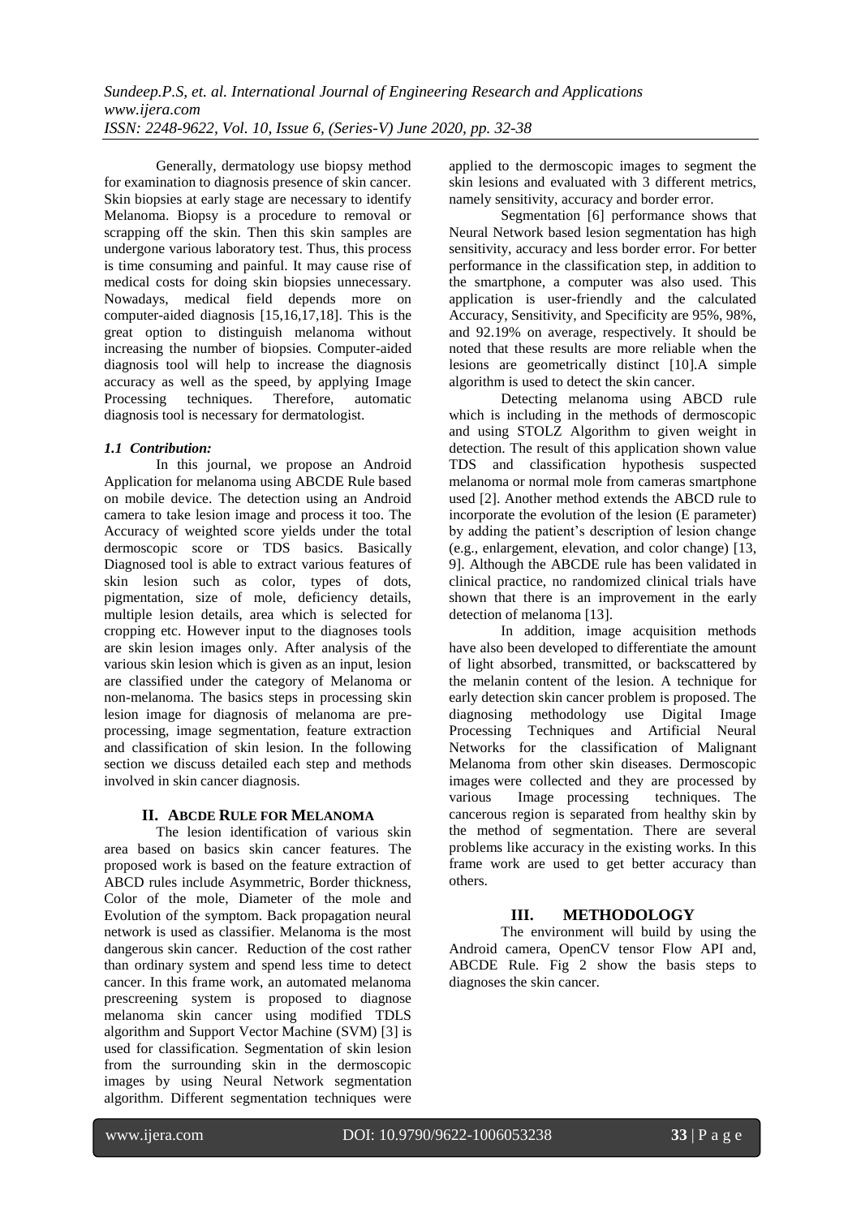Generally, dermatology use biopsy method for examination to diagnosis presence of skin cancer. Skin biopsies at early stage are necessary to identify Melanoma. Biopsy is a procedure to removal or scrapping off the skin. Then this skin samples are undergone various laboratory test. Thus, this process is time consuming and painful. It may cause rise of medical costs for doing skin biopsies unnecessary. Nowadays, medical field depends more on computer-aided diagnosis [15,16,17,18]. This is the great option to distinguish melanoma without increasing the number of biopsies. Computer-aided diagnosis tool will help to increase the diagnosis accuracy as well as the speed, by applying Image Processing techniques. Therefore, automatic diagnosis tool is necessary for dermatologist.

### *1.1 Contribution:*

In this journal, we propose an Android Application for melanoma using ABCDE Rule based on mobile device. The detection using an Android camera to take lesion image and process it too. The Accuracy of weighted score yields under the total dermoscopic score or TDS basics. Basically Diagnosed tool is able to extract various features of skin lesion such as color, types of dots, pigmentation, size of mole, deficiency details, multiple lesion details, area which is selected for cropping etc. However input to the diagnoses tools are skin lesion images only. After analysis of the various skin lesion which is given as an input, lesion are classified under the category of Melanoma or non-melanoma. The basics steps in processing skin lesion image for diagnosis of melanoma are pre-processing, image segmentation, feature extraction and classification of skin lesion. In the following section we discuss detailed each step and methods involved in skin cancer diagnosis.

## II. ABCDE RULE FOR MELANOMA

The lesion identification of various skin area based on basics skin cancer features. The proposed work is based on the feature extraction of ABCD rules include Asymmetric, Border thickness, Color of the mole, Diameter of the mole and Evolution of the symptom. Back propagation neural network is used as classifier. Melanoma is the most dangerous skin cancer. Reduction of the cost rather than ordinary system and spend less time to detect cancer. In this frame work, an automated melanoma prescreening system is proposed to diagnose melanoma skin cancer using modified TDLS algorithm and Support Vector Machine (SVM) [3] is used for classification. Segmentation of skin lesion from the surrounding skin in the dermoscopic images by using Neural Network segmentation algorithm. Different segmentation techniques were applied to the dermoscopic images to segment the skin lesions and evaluated with 3 different metrics, namely sensitivity, accuracy and border error.

Segmentation [6] performance shows that Neural Network based lesion segmentation has high sensitivity, accuracy and less border error. For better performance in the classification step, in addition to the smartphone, a computer was also used. This application is user-friendly and the calculated Accuracy, Sensitivity, and Specificity are 95%, 98%, and 92.19% on average, respectively. It should be noted that these results are more reliable when the lesions are geometrically distinct [10].A simple algorithm is used to detect the skin cancer.

Detecting melanoma using ABCD rule which is including in the methods of dermoscopic and using STOLZ Algorithm to given weight in detection. The result of this application shown value TDS and classification hypothesis suspected melanoma or normal mole from cameras smartphone used [2]. Another method extends the ABCD rule to incorporate the evolution of the lesion (E parameter) by adding the patient's description of lesion change (e.g., enlargement, elevation, and color change) [13, 9]. Although the ABCDE rule has been validated in clinical practice, no randomized clinical trials have shown that there is an improvement in the early detection of melanoma [13].

In addition, image acquisition methods have also been developed to differentiate the amount of light absorbed, transmitted, or backscattered by the melanin content of the lesion. A technique for early detection skin cancer problem is proposed. The diagnosing methodology use Digital Image Processing Techniques and Artificial Neural Networks for the classification of Malignant Melanoma from other skin diseases. Dermoscopic images were collected and they are processed by various Image processing techniques. The cancerous region is separated from healthy skin by the method of segmentation. There are several problems like accuracy in the existing works. In this frame work are used to get better accuracy than others.

## III. METHODOLOGY

The environment will build by using the Android camera, OpenCV tensor Flow API and, ABCDE Rule. Fig 2 show the basis steps to diagnoses the skin cancer.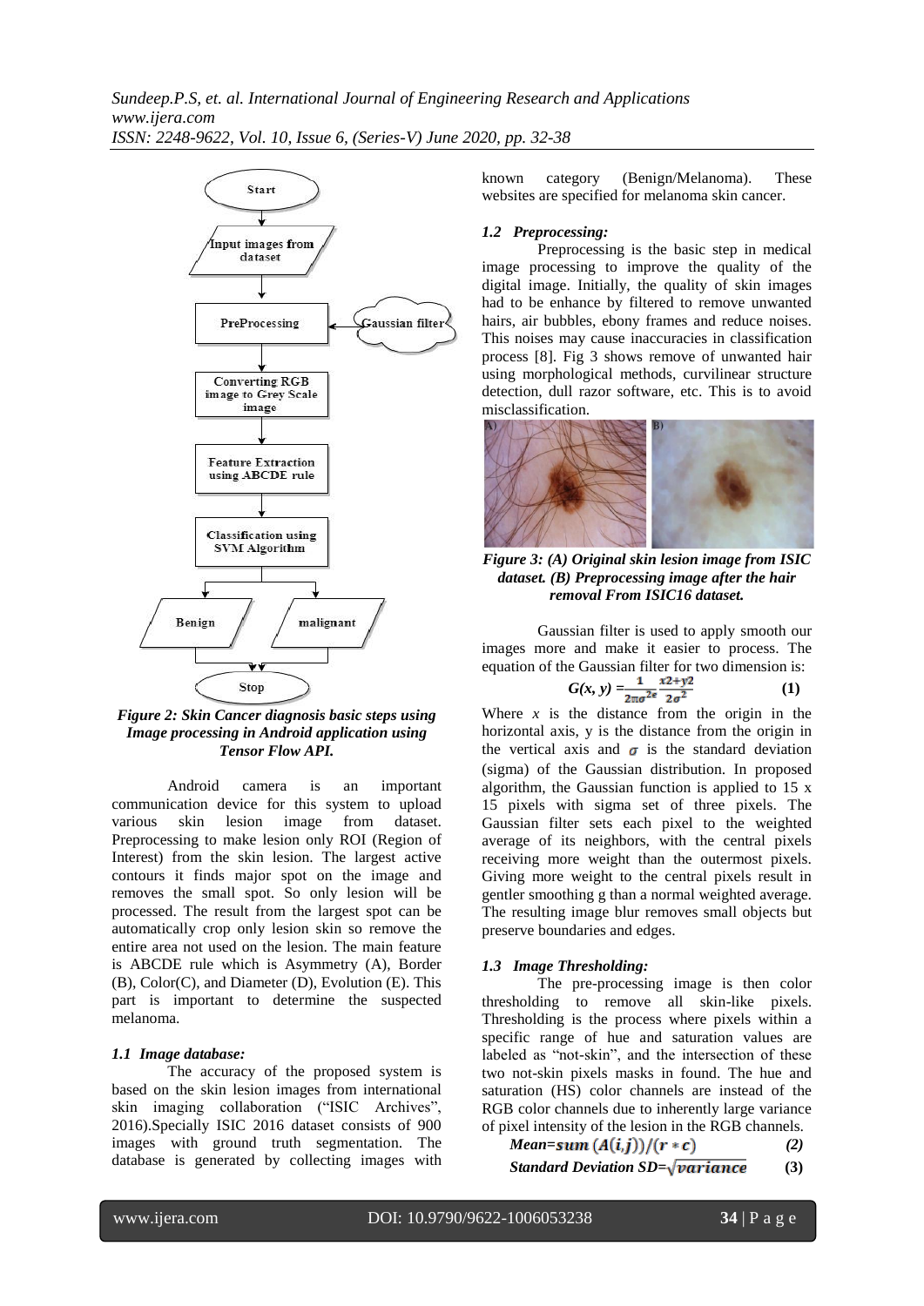Figure 2: Skin Cancer diagnosis basic steps using Image processing in Android application using Tensor Flow API.

Android camera is an important communication device for this system to upload various skin lesion image from dataset. Preprocessing to make lesion only ROI (Region of Interest) from the skin lesion. The largest active contours it finds major spot on the image and removes the small spot. So only lesion will be processed. The result from the largest spot can be automatically crop only lesion skin so remove the entire area not used on the lesion. The main feature is ABCDE rule which is Asymmetry (A), Border (B), Color(C), and Diameter (D), Evolution (E). This part is important to determine the suspected melanoma.

### *1.1 Image database:*

The accuracy of the proposed system is based on the skin lesion images from international skin imaging collaboration ("ISIC Archives", 2016).Specially ISIC 2016 dataset consists of 900 images with ground truth segmentation. The database is generated by collecting images with known category (Benign/Melanoma). These websites are specified for melanoma skin cancer.

### *1.2 Preprocessing:*

Preprocessing is the basic step in medical image processing to improve the quality of the digital image. Initially, the quality of skin images had to be enhance by filtered to remove unwanted hairs, air bubbles, ebony frames and reduce noises. This noises may cause inaccuracies in classification process [8]. Fig 3 shows remove of unwanted hair using morphological methods, curvilinear structure detection, dull razor software, etc. This is to avoid misclassification.

Figure 3: (A) Original skin lesion image from ISIC dataset. (B) Preprocessing image after the hair removal From ISIC16 dataset.

Gaussian filter is used to apply smooth our images more and make it easier to process. The equation of the Gaussian filter for two dimension is:

$$G(x, y) = \frac{1}{2\pi\sigma^{2e}} \frac{x2+y2}{2\sigma^2} \qquad (1)$$

Where $x$ is the distance from the origin in the horizontal axis, y is the distance from the origin in the vertical axis and $\sigma$ is the standard deviation (sigma) of the Gaussian distribution. In proposed algorithm, the Gaussian function is applied to 15 x 15 pixels with sigma set of three pixels. The Gaussian filter sets each pixel to the weighted average of its neighbors, with the central pixels receiving more weight than the outermost pixels. Giving more weight to the central pixels result in gentler smoothing g than a normal weighted average. The resulting image blur removes small objects but preserve boundaries and edges.

### *1.3 Image Thresholding:*

The pre-processing image is then color thresholding to remove all skin-like pixels. Thresholding is the process where pixels within a specific range of hue and saturation values are labeled as "not-skin", and the intersection of these two not-skin pixels masks in found. The hue and saturation (HS) color channels are instead of the RGB color channels due to inherently large variance of pixel intensity of the lesion in the RGB channels.

$$\textit{Mean} = sum\,(A(i,j))/(r*c) \qquad (2)$$

$$\textit{Standard Deviation SD} = \sqrt{variance} \qquad (3)$$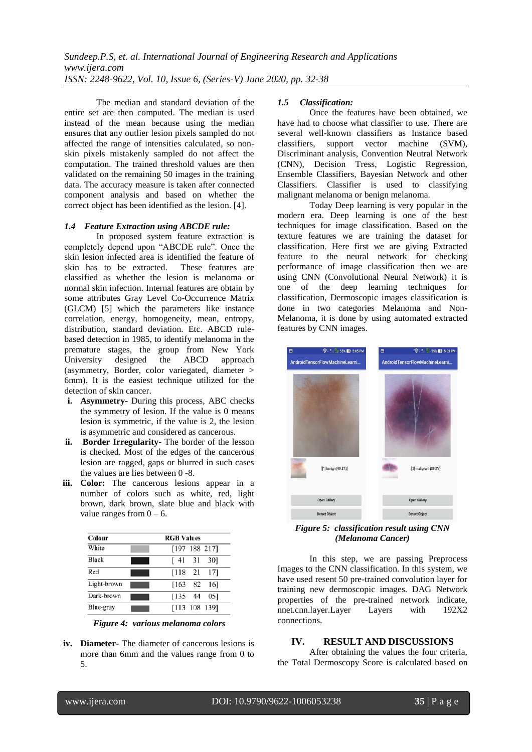The median and standard deviation of the entire set are then computed. The median is used instead of the mean because using the median ensures that any outlier lesion pixels sampled do not affected the range of intensities calculated, so non-skin pixels mistakenly sampled do not affect the computation. The trained threshold values are then validated on the remaining 50 images in the training data. The accuracy measure is taken after connected component analysis and based on whether the correct object has been identified as the lesion. [4].

### 1.4 Feature Extraction using ABCDE rule:

In proposed system feature extraction is completely depend upon "ABCDE rule". Once the skin lesion infected area is identified the feature of skin has to be extracted. These features are classified as whether the lesion is melanoma or normal skin infection. Internal features are obtain by some attributes Gray Level Co-Occurrence Matrix (GLCM) [5] which the parameters like instance correlation, energy, homogeneity, mean, entropy, distribution, standard deviation. Etc. ABCD rule-based detection in 1985, to identify melanoma in the premature stages, the group from New York University designed the ABCD approach (asymmetry, Border, color variegated, diameter > 6mm). It is the easiest technique utilized for the detection of skin cancer.

- i. **Asymmetry-** During this process, ABC checks the symmetry of lesion. If the value is 0 means lesion is symmetric, if the value is 2, the lesion is asymmetric and considered as cancerous.
- ii. **Border Irregularity-** The border of the lesson is checked. Most of the edges of the cancerous lesion are ragged, gaps or blurred in such cases the values are lies between 0 -8.
- iii. **Color:** The cancerous lesions appear in a number of colors such as white, red, light brown, dark brown, slate blue and black with value ranges from 0 – 6.

| Colour | | RGB Values |
|---|---|---|
| White | | [197 188 217] |
| Black | | [ 41 31 30] |
| Red | | [118 21 17] |
| Light-brown | | [163 82 16] |
| Dark-brown | | [135 44 05] |
| Blue-gray | | [113 108 139] |

*Figure 4: various melanoma colors*

- iv. **Diameter-** The diameter of cancerous lesions is more than 6mm and the values range from 0 to 5.

### 1.5 Classification:

Once the features have been obtained, we have had to choose what classifier to use. There are several well-known classifiers as Instance based classifiers, support vector machine (SVM), Discriminant analysis, Convention Neutral Network (CNN), Decision Tress, Logistic Regression, Ensemble Classifiers, Bayesian Network and other Classifiers. Classifier is used to classifying malignant melanoma or benign melanoma.

Today Deep learning is very popular in the modern era. Deep learning is one of the best techniques for image classification. Based on the texture features we are training the dataset for classification. Here first we are giving Extracted feature to the neural network for checking performance of image classification then we are using CNN (Convolutional Neural Network) it is one of the deep learning techniques for classification, Dermoscopic images classification is done in two categories Melanoma and Non-Melanoma, it is done by using automated extracted features by CNN images.

*Figure 5: classification result using CNN (Melanoma Cancer)*

In this step, we are passing Preprocess Images to the CNN classification. In this system, we have used resent 50 pre-trained convolution layer for training new dermoscopic images. DAG Network properties of the pre-trained network indicate, nnet.cnn.layer.Layer Layers with 192X2 connections.

## IV. RESULT AND DISCUSSIONS

After obtaining the values the four criteria, the Total Dermoscopy Score is calculated based on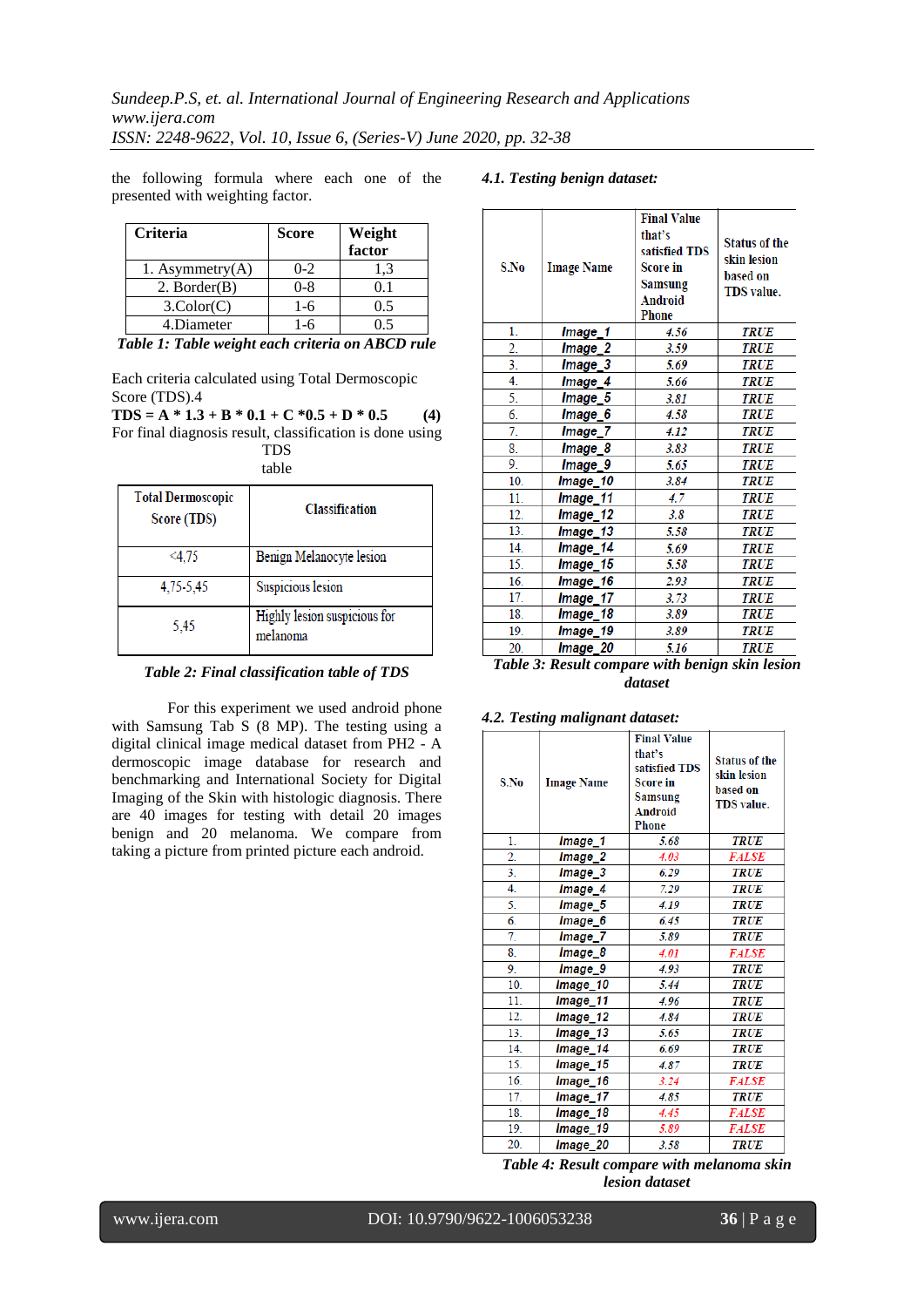the following formula where each one of the presented with weighting factor.

| Criteria | Score | Weight factor |
|---|---|---|
| 1. Asymmetry(A) | 0-2 | 1,3 |
| 2. Border(B) | 0-8 | 0.1 |
| 3.Color(C) | 1-6 | 0.5 |
| 4.Diameter | 1-6 | 0.5 |

***Table 1: Table weight each criteria on ABCD rule***

Each criteria calculated using Total Dermoscopic Score (TDS).4

**TDS = A * 1.3 + B * 0.1 + C *0.5 + D * 0.5 (4)**

For final diagnosis result, classification is done using TDS table

| Total Dermoscopic Score (TDS) | Classification |
|---|---|
| <4,75 | Benign Melanocyte lesion |
| 4,75-5,45 | Suspicious lesion |
| 5,45 | Highly lesion suspicious for melanoma |

***Table 2: Final classification table of TDS***

For this experiment we used android phone with Samsung Tab S (8 MP). The testing using a digital clinical image medical dataset from PH2 - A dermoscopic image database for research and benchmarking and International Society for Digital Imaging of the Skin with histologic diagnosis. There are 40 images for testing with detail 20 images benign and 20 melanoma. We compare from taking a picture from printed picture each android.

### *4.1. Testing benign dataset:*

| S.No | Image Name | Final Value that's satisfied TDS Score in Samsung Android Phone | Status of the skin lesion based on TDS value. |
|---|---|---|---|
| 1. | Image_1 | 4.56 | TRUE |
| 2. | Image_2 | 3.59 | TRUE |
| 3. | Image_3 | 5.69 | TRUE |
| 4. | Image_4 | 5.66 | TRUE |
| 5. | Image_5 | 3.81 | TRUE |
| 6. | Image_6 | 4.58 | TRUE |
| 7. | Image_7 | 4.12 | TRUE |
| 8. | Image_8 | 3.83 | TRUE |
| 9. | Image_9 | 5.65 | TRUE |
| 10. | Image_10 | 3.84 | TRUE |
| 11. | Image_11 | 4.7 | TRUE |
| 12. | Image_12 | 3.8 | TRUE |
| 13. | Image_13 | 5.58 | TRUE |
| 14. | Image_14 | 5.69 | TRUE |
| 15. | Image_15 | 5.58 | TRUE |
| 16. | Image_16 | 2.93 | TRUE |
| 17. | Image_17 | 3.73 | TRUE |
| 18. | Image_18 | 3.89 | TRUE |
| 19. | Image_19 | 3.89 | TRUE |
| 20. | Image_20 | 5.16 | TRUE |

***Table 3: Result compare with benign skin lesion dataset***

### *4.2. Testing malignant dataset:*

| S.No | Image Name | Final Value that's satisfied TDS Score in Samsung Android Phone | Status of the skin lesion based on TDS value. |
|---|---|---|---|
| 1. | Image_1 | 5.68 | TRUE |
| 2. | Image_2 | 4.03 | FALSE |
| 3. | Image_3 | 6.29 | TRUE |
| 4. | Image_4 | 7.29 | TRUE |
| 5. | Image_5 | 4.19 | TRUE |
| 6. | Image_6 | 6.45 | TRUE |
| 7. | Image_7 | 5.89 | TRUE |
| 8. | Image_8 | 4.01 | FALSE |
| 9. | Image_9 | 4.93 | TRUE |
| 10. | Image_10 | 5.44 | TRUE |
| 11. | Image_11 | 4.96 | TRUE |
| 12. | Image_12 | 4.84 | TRUE |
| 13. | Image_13 | 5.65 | TRUE |
| 14. | Image_14 | 6.69 | TRUE |
| 15. | Image_15 | 4.87 | TRUE |
| 16. | Image_16 | 3.24 | FALSE |
| 17. | Image_17 | 4.85 | TRUE |
| 18. | Image_18 | 4.45 | FALSE |
| 19. | Image_19 | 5.89 | FALSE |
| 20. | Image_20 | 3.58 | TRUE |

***Table 4: Result compare with melanoma skin lesion dataset***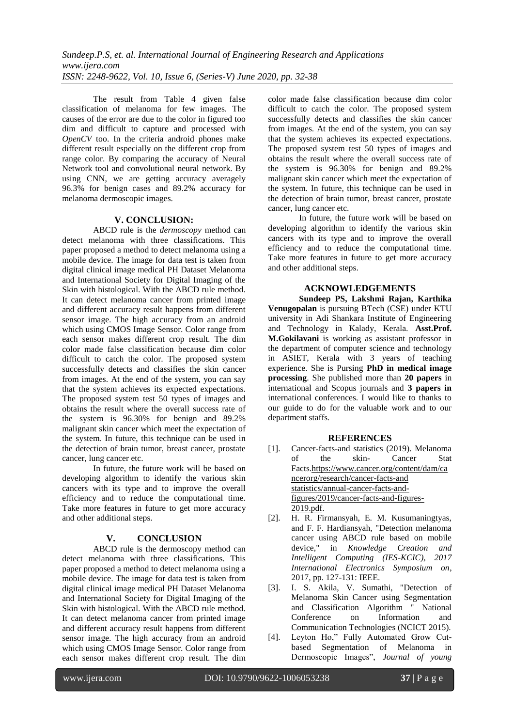The result from Table 4 given false classification of melanoma for few images. The causes of the error are due to the color in figured too dim and difficult to capture and processed with *OpenCV* too. In the criteria android phones make different result especially on the different crop from range color. By comparing the accuracy of Neural Network tool and convolutional neural network. By using CNN, we are getting accuracy averagely 96.3% for benign cases and 89.2% accuracy for melanoma dermoscopic images.

## V. CONCLUSION:

ABCD rule is the *dermoscopy* method can detect melanoma with three classifications. This paper proposed a method to detect melanoma using a mobile device. The image for data test is taken from digital clinical image medical PH Dataset Melanoma and International Society for Digital Imaging of the Skin with histological. With the ABCD rule method. It can detect melanoma cancer from printed image and different accuracy result happens from different sensor image. The high accuracy from an android which using CMOS Image Sensor. Color range from each sensor makes different crop result. The dim color made false classification because dim color difficult to catch the color. The proposed system successfully detects and classifies the skin cancer from images. At the end of the system, you can say that the system achieves its expected expectations. The proposed system test 50 types of images and obtains the result where the overall success rate of the system is 96.30% for benign and 89.2% malignant skin cancer which meet the expectation of the system. In future, this technique can be used in the detection of brain tumor, breast cancer, prostate cancer, lung cancer etc.

In future, the future work will be based on developing algorithm to identify the various skin cancers with its type and to improve the overall efficiency and to reduce the computational time. Take more features in future to get more accuracy and other additional steps.

## V. CONCLUSION

ABCD rule is the dermoscopy method can detect melanoma with three classifications. This paper proposed a method to detect melanoma using a mobile device. The image for data test is taken from digital clinical image medical PH Dataset Melanoma and International Society for Digital Imaging of the Skin with histological. With the ABCD rule method. It can detect melanoma cancer from printed image and different accuracy result happens from different sensor image. The high accuracy from an android which using CMOS Image Sensor. Color range from each sensor makes different crop result. The dim color made false classification because dim color difficult to catch the color. The proposed system successfully detects and classifies the skin cancer from images. At the end of the system, you can say that the system achieves its expected expectations. The proposed system test 50 types of images and obtains the result where the overall success rate of the system is 96.30% for benign and 89.2% malignant skin cancer which meet the expectation of the system. In future, this technique can be used in the detection of brain tumor, breast cancer, prostate cancer, lung cancer etc.

In future, the future work will be based on developing algorithm to identify the various skin cancers with its type and to improve the overall efficiency and to reduce the computational time. Take more features in future to get more accuracy and other additional steps.

## ACKNOWLEDGEMENTS

**Sundeep PS, Lakshmi Rajan, Karthika Venugopalan** is pursuing BTech (CSE) under KTU university in Adi Shankara Institute of Engineering and Technology in Kalady, Kerala. **Asst.Prof. M.Gokilavani** is working as assistant professor in the department of computer science and technology in ASIET, Kerala with 3 years of teaching experience. She is Pursing **PhD in medical image processing**. She published more than **20 papers** in international and Scopus journals and **3 papers in** international conferences. I would like to thanks to our guide to do for the valuable work and to our department staffs.

## REFERENCES

[1]. Cancer-facts-and statistics (2019). Melanoma of the skin- Cancer Stat Facts.https://www.cancer.org/content/dam/cancerorg/research/cancer-facts-and statistics/annual-cancer-facts-and-figures/2019/cancer-facts-and-figures-2019.pdf.

[2]. H. R. Firmansyah, E. M. Kusumaningtyas, and F. F. Hardiansyah, "Detection melanoma cancer using ABCD rule based on mobile device," in *Knowledge Creation and Intelligent Computing (IES-KCIC), 2017 International Electronics Symposium on*, 2017, pp. 127-131: IEEE.

[3]. I. S. Akila, V. Sumathi, "Detection of Melanoma Skin Cancer using Segmentation and Classification Algorithm " National Conference on Information and Communication Technologies (NCICT 2015).

[4]. Leyton Ho," Fully Automated Grow Cut-based Segmentation of Melanoma in Dermoscopic Images", *Journal of young*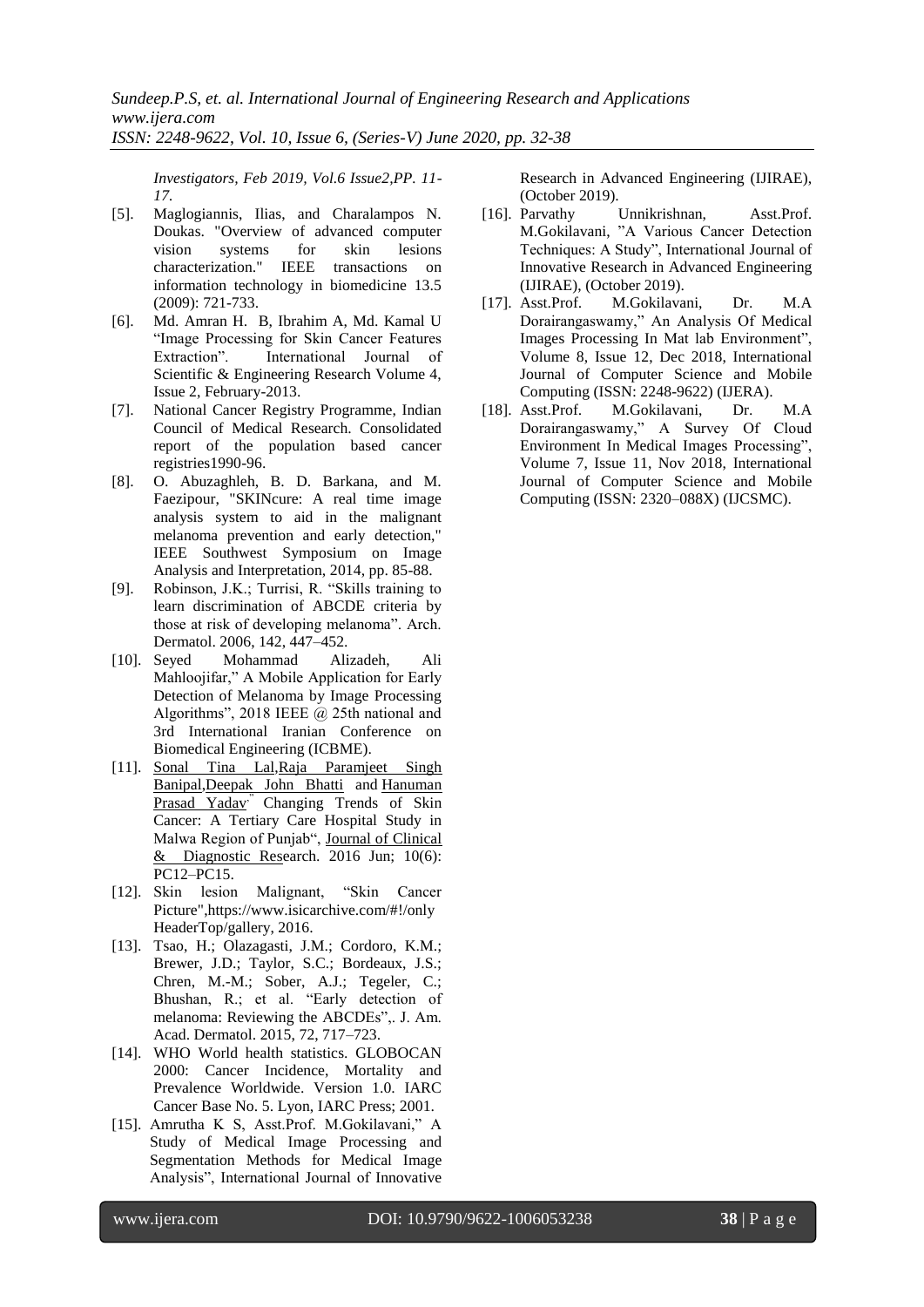*Investigators, Feb 2019, Vol.6 Issue2,PP. 11-17.*

[5]. Maglogiannis, Ilias, and Charalampos N. Doukas. "Overview of advanced computer vision systems for skin lesions characterization." IEEE transactions on information technology in biomedicine 13.5 (2009): 721-733.

[6]. Md. Amran H. B, Ibrahim A, Md. Kamal U "Image Processing for Skin Cancer Features Extraction". International Journal of Scientific & Engineering Research Volume 4, Issue 2, February-2013.

[7]. National Cancer Registry Programme, Indian Council of Medical Research. Consolidated report of the population based cancer registries1990-96.

[8]. O. Abuzaghleh, B. D. Barkana, and M. Faezipour, "SKINcure: A real time image analysis system to aid in the malignant melanoma prevention and early detection," IEEE Southwest Symposium on Image Analysis and Interpretation, 2014, pp. 85-88.

[9]. Robinson, J.K.; Turrisi, R. "Skills training to learn discrimination of ABCDE criteria by those at risk of developing melanoma". Arch. Dermatol. 2006, 142, 447–452.

[10]. Seyed Mohammad Alizadeh, Ali Mahloojifar," A Mobile Application for Early Detection of Melanoma by Image Processing Algorithms", 2018 IEEE @ 25th national and 3rd International Iranian Conference on Biomedical Engineering (ICBME).

[11]. Sonal Tina Lal,Raja Paramjeet Singh Banipal,Deepak John Bhatti and Hanuman Prasad Yadav" Changing Trends of Skin Cancer: A Tertiary Care Hospital Study in Malwa Region of Punjab", Journal of Clinical & Diagnostic Research. 2016 Jun; 10(6): PC12–PC15.

[12]. Skin lesion Malignant, "Skin Cancer Picture",https://www.isicarchive.com/#!/onlyHeaderTop/gallery, 2016.

[13]. Tsao, H.; Olazagasti, J.M.; Cordoro, K.M.; Brewer, J.D.; Taylor, S.C.; Bordeaux, J.S.; Chren, M.-M.; Sober, A.J.; Tegeler, C.; Bhushan, R.; et al. "Early detection of melanoma: Reviewing the ABCDEs",. J. Am. Acad. Dermatol. 2015, 72, 717–723.

[14]. WHO World health statistics. GLOBOCAN 2000: Cancer Incidence, Mortality and Prevalence Worldwide. Version 1.0. IARC Cancer Base No. 5. Lyon, IARC Press; 2001.

[15]. Amrutha K S, Asst.Prof. M.Gokilavani," A Study of Medical Image Processing and Segmentation Methods for Medical Image Analysis", International Journal of Innovative Research in Advanced Engineering (IJIRAE), (October 2019).

[16]. Parvathy Unnikrishnan, Asst.Prof. M.Gokilavani, "A Various Cancer Detection Techniques: A Study", International Journal of Innovative Research in Advanced Engineering (IJIRAE), (October 2019).

[17]. Asst.Prof. M.Gokilavani, Dr. M.A Dorairangaswamy," An Analysis Of Medical Images Processing In Mat lab Environment", Volume 8, Issue 12, Dec 2018, International Journal of Computer Science and Mobile Computing (ISSN: 2248-9622) (IJERA).

[18]. Asst.Prof. M.Gokilavani, Dr. M.A Dorairangaswamy," A Survey Of Cloud Environment In Medical Images Processing", Volume 7, Issue 11, Nov 2018, International Journal of Computer Science and Mobile Computing (ISSN: 2320–088X) (IJCSMC).